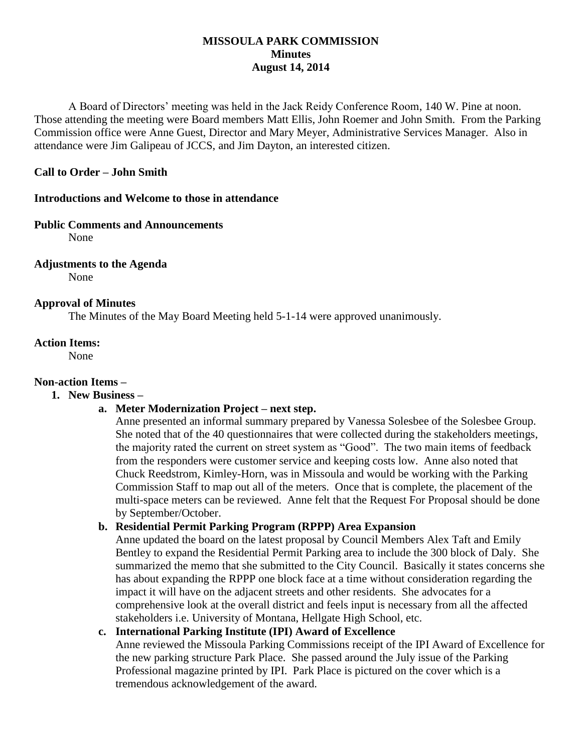# MISSOULA PARK COMMISSION
## Minutes
## August 14, 2014

A Board of Directors' meeting was held in the Jack Reidy Conference Room, 140 W. Pine at noon. Those attending the meeting were Board members Matt Ellis, John Roemer and John Smith. From the Parking Commission office were Anne Guest, Director and Mary Meyer, Administrative Services Manager. Also in attendance were Jim Galipeau of JCCS, and Jim Dayton, an interested citizen.

**Call to Order – John Smith**

**Introductions and Welcome to those in attendance**

**Public Comments and Announcements**

None

**Adjustments to the Agenda**

None

**Approval of Minutes**

The Minutes of the May Board Meeting held 5-1-14 were approved unanimously.

**Action Items:**

None

**Non-action Items –**

1. **New Business –**
   a. **Meter Modernization Project – next step.**
      Anne presented an informal summary prepared by Vanessa Solesbee of the Solesbee Group. She noted that of the 40 questionnaires that were collected during the stakeholders meetings, the majority rated the current on street system as "Good". The two main items of feedback from the responders were customer service and keeping costs low. Anne also noted that Chuck Reedstrom, Kimley-Horn, was in Missoula and would be working with the Parking Commission Staff to map out all of the meters. Once that is complete, the placement of the multi-space meters can be reviewed. Anne felt that the Request For Proposal should be done by September/October.

   b. **Residential Permit Parking Program (RPPP) Area Expansion**
      Anne updated the board on the latest proposal by Council Members Alex Taft and Emily Bentley to expand the Residential Permit Parking area to include the 300 block of Daly. She summarized the memo that she submitted to the City Council. Basically it states concerns she has about expanding the RPPP one block face at a time without consideration regarding the impact it will have on the adjacent streets and other residents. She advocates for a comprehensive look at the overall district and feels input is necessary from all the affected stakeholders i.e. University of Montana, Hellgate High School, etc.

   c. **International Parking Institute (IPI) Award of Excellence**
      Anne reviewed the Missoula Parking Commissions receipt of the IPI Award of Excellence for the new parking structure Park Place. She passed around the July issue of the Parking Professional magazine printed by IPI. Park Place is pictured on the cover which is a tremendous acknowledgement of the award.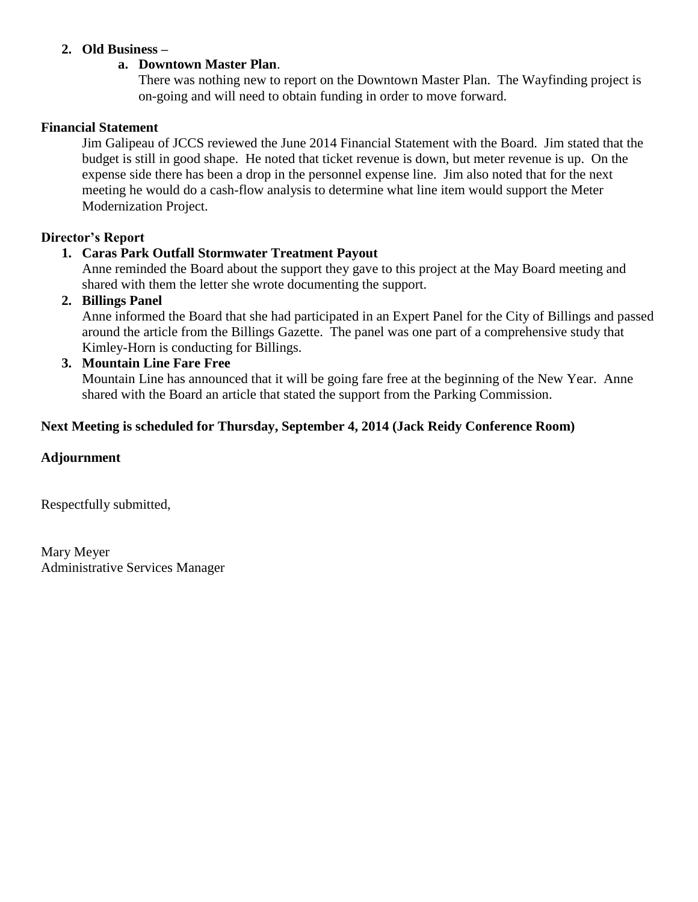2. **Old Business –**
    a. **Downtown Master Plan**.
    There was nothing new to report on the Downtown Master Plan. The Wayfinding project is on-going and will need to obtain funding in order to move forward.

**Financial Statement**

Jim Galipeau of JCCS reviewed the June 2014 Financial Statement with the Board. Jim stated that the budget is still in good shape. He noted that ticket revenue is down, but meter revenue is up. On the expense side there has been a drop in the personnel expense line. Jim also noted that for the next meeting he would do a cash-flow analysis to determine what line item would support the Meter Modernization Project.

**Director's Report**

1. **Caras Park Outfall Stormwater Treatment Payout**
   Anne reminded the Board about the support they gave to this project at the May Board meeting and shared with them the letter she wrote documenting the support.
2. **Billings Panel**
   Anne informed the Board that she had participated in an Expert Panel for the City of Billings and passed around the article from the Billings Gazette. The panel was one part of a comprehensive study that Kimley-Horn is conducting for Billings.
3. **Mountain Line Fare Free**
   Mountain Line has announced that it will be going fare free at the beginning of the New Year. Anne shared with the Board an article that stated the support from the Parking Commission.

**Next Meeting is scheduled for Thursday, September 4, 2014 (Jack Reidy Conference Room)**

**Adjournment**

Respectfully submitted,

Mary Meyer
Administrative Services Manager